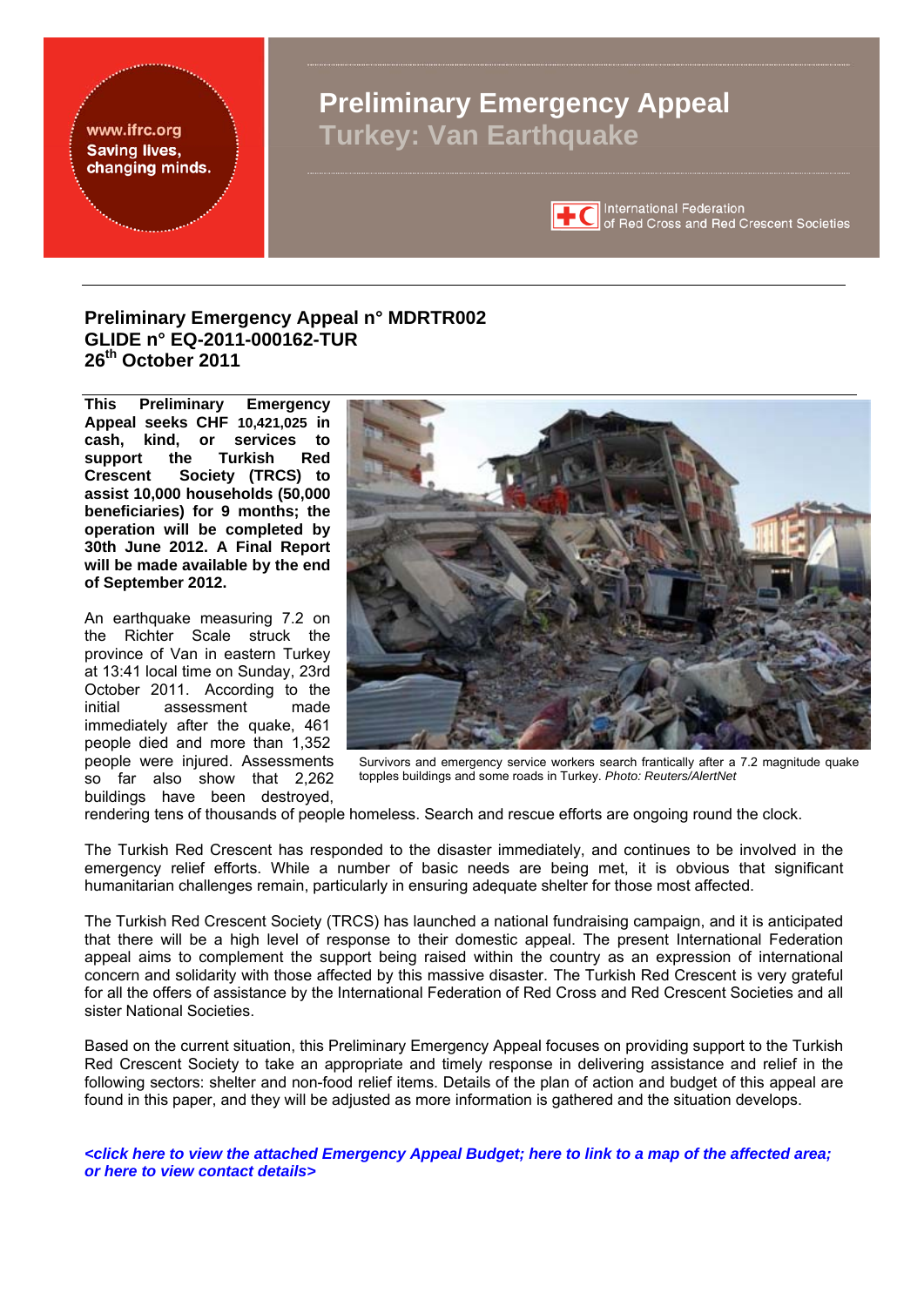www.ifrc.org
Saving lives, changing minds.

# Preliminary Emergency Appeal
# Turkey: Van Earthquake

International Federation of Red Cross and Red Crescent Societies

## Preliminary Emergency Appeal n° MDRTR002
## GLIDE n° EQ-2011-000162-TUR
## 26th October 2011

**This Preliminary Emergency Appeal seeks CHF 10,421,025 in cash, kind, or services to support the Turkish Red Crescent Society (TRCS) to assist 10,000 households (50,000 beneficiaries) for 9 months; the operation will be completed by 30th June 2012. A Final Report will be made available by the end of September 2012.**

Survivors and emergency service workers search frantically after a 7.2 magnitude quake topples buildings and some roads in Turkey. *Photo: Reuters/AlertNet*

An earthquake measuring 7.2 on the Richter Scale struck the province of Van in eastern Turkey at 13:41 local time on Sunday, 23rd October 2011. According to the initial assessment made immediately after the quake, 461 people died and more than 1,352 people were injured. Assessments so far also show that 2,262 buildings have been destroyed, rendering tens of thousands of people homeless. Search and rescue efforts are ongoing round the clock.

The Turkish Red Crescent has responded to the disaster immediately, and continues to be involved in the emergency relief efforts. While a number of basic needs are being met, it is obvious that significant humanitarian challenges remain, particularly in ensuring adequate shelter for those most affected.

The Turkish Red Crescent Society (TRCS) has launched a national fundraising campaign, and it is anticipated that there will be a high level of response to their domestic appeal. The present International Federation appeal aims to complement the support being raised within the country as an expression of international concern and solidarity with those affected by this massive disaster. The Turkish Red Crescent is very grateful for all the offers of assistance by the International Federation of Red Cross and Red Crescent Societies and all sister National Societies.

Based on the current situation, this Preliminary Emergency Appeal focuses on providing support to the Turkish Red Crescent Society to take an appropriate and timely response in delivering assistance and relief in the following sectors: shelter and non-food relief items. Details of the plan of action and budget of this appeal are found in this paper, and they will be adjusted as more information is gathered and the situation develops.

***<click here to view the attached Emergency Appeal Budget; here to link to a map of the affected area; or here to view contact details>***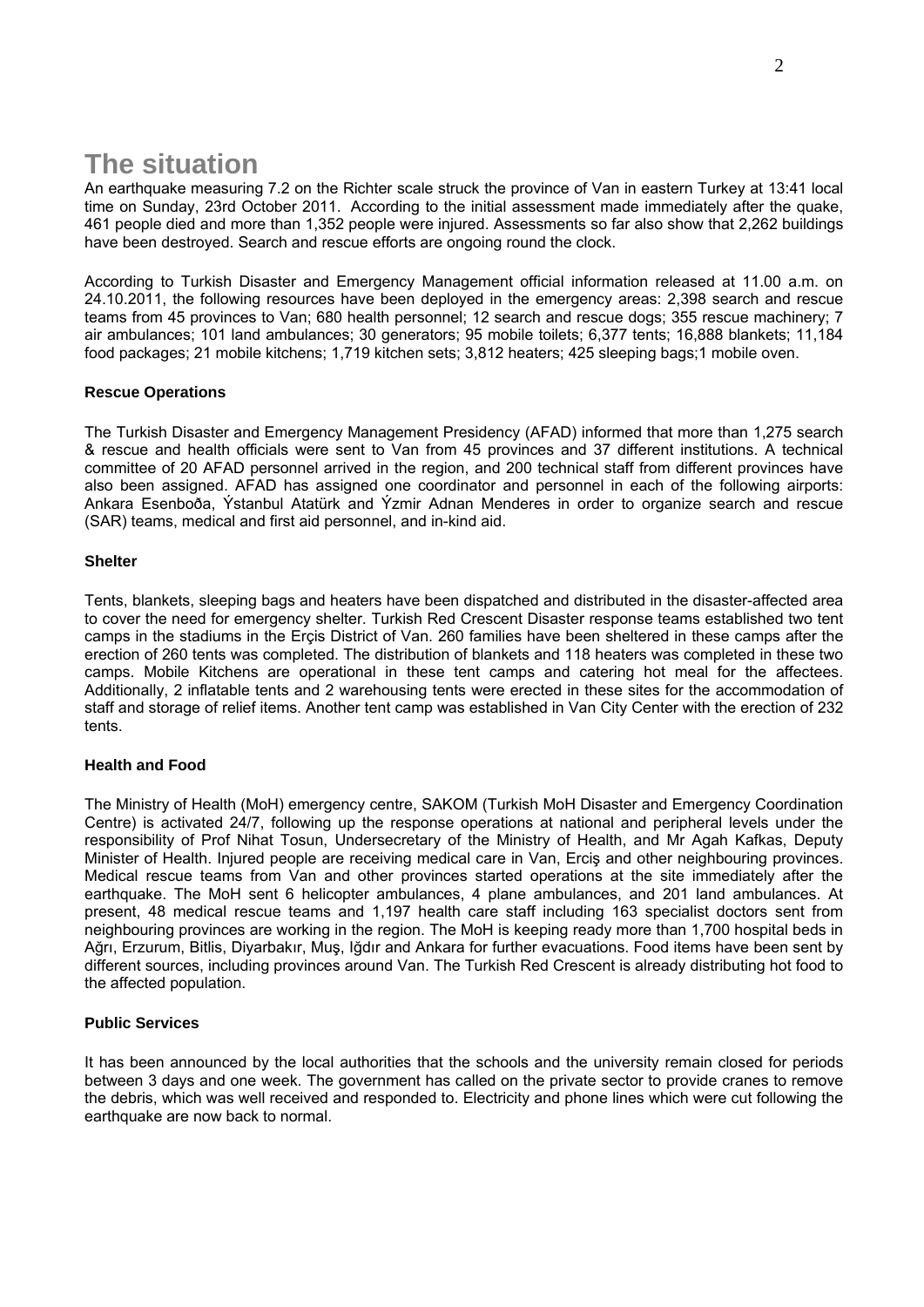# The situation

An earthquake measuring 7.2 on the Richter scale struck the province of Van in eastern Turkey at 13:41 local time on Sunday, 23rd October 2011. According to the initial assessment made immediately after the quake, 461 people died and more than 1,352 people were injured. Assessments so far also show that 2,262 buildings have been destroyed. Search and rescue efforts are ongoing round the clock.

According to Turkish Disaster and Emergency Management official information released at 11.00 a.m. on 24.10.2011, the following resources have been deployed in the emergency areas: 2,398 search and rescue teams from 45 provinces to Van; 680 health personnel; 12 search and rescue dogs; 355 rescue machinery; 7 air ambulances; 101 land ambulances; 30 generators; 95 mobile toilets; 6,377 tents; 16,888 blankets; 11,184 food packages; 21 mobile kitchens; 1,719 kitchen sets; 3,812 heaters; 425 sleeping bags;1 mobile oven.

**Rescue Operations**

The Turkish Disaster and Emergency Management Presidency (AFAD) informed that more than 1,275 search & rescue and health officials were sent to Van from 45 provinces and 37 different institutions. A technical committee of 20 AFAD personnel arrived in the region, and 200 technical staff from different provinces have also been assigned. AFAD has assigned one coordinator and personnel in each of the following airports: Ankara Esenboða, Ýstanbul Atatürk and Ýzmir Adnan Menderes in order to organize search and rescue (SAR) teams, medical and first aid personnel, and in-kind aid.

**Shelter**

Tents, blankets, sleeping bags and heaters have been dispatched and distributed in the disaster-affected area to cover the need for emergency shelter. Turkish Red Crescent Disaster response teams established two tent camps in the stadiums in the Erçis District of Van. 260 families have been sheltered in these camps after the erection of 260 tents was completed. The distribution of blankets and 118 heaters was completed in these two camps. Mobile Kitchens are operational in these tent camps and catering hot meal for the affectees. Additionally, 2 inflatable tents and 2 warehousing tents were erected in these sites for the accommodation of staff and storage of relief items. Another tent camp was established in Van City Center with the erection of 232 tents.

**Health and Food**

The Ministry of Health (MoH) emergency centre, SAKOM (Turkish MoH Disaster and Emergency Coordination Centre) is activated 24/7, following up the response operations at national and peripheral levels under the responsibility of Prof Nihat Tosun, Undersecretary of the Ministry of Health, and Mr Agah Kafkas, Deputy Minister of Health. Injured people are receiving medical care in Van, Erciş and other neighbouring provinces. Medical rescue teams from Van and other provinces started operations at the site immediately after the earthquake. The MoH sent 6 helicopter ambulances, 4 plane ambulances, and 201 land ambulances. At present, 48 medical rescue teams and 1,197 health care staff including 163 specialist doctors sent from neighbouring provinces are working in the region. The MoH is keeping ready more than 1,700 hospital beds in Ağrı, Erzurum, Bitlis, Diyarbakır, Muş, Iğdır and Ankara for further evacuations. Food items have been sent by different sources, including provinces around Van. The Turkish Red Crescent is already distributing hot food to the affected population.

**Public Services**

It has been announced by the local authorities that the schools and the university remain closed for periods between 3 days and one week. The government has called on the private sector to provide cranes to remove the debris, which was well received and responded to. Electricity and phone lines which were cut following the earthquake are now back to normal.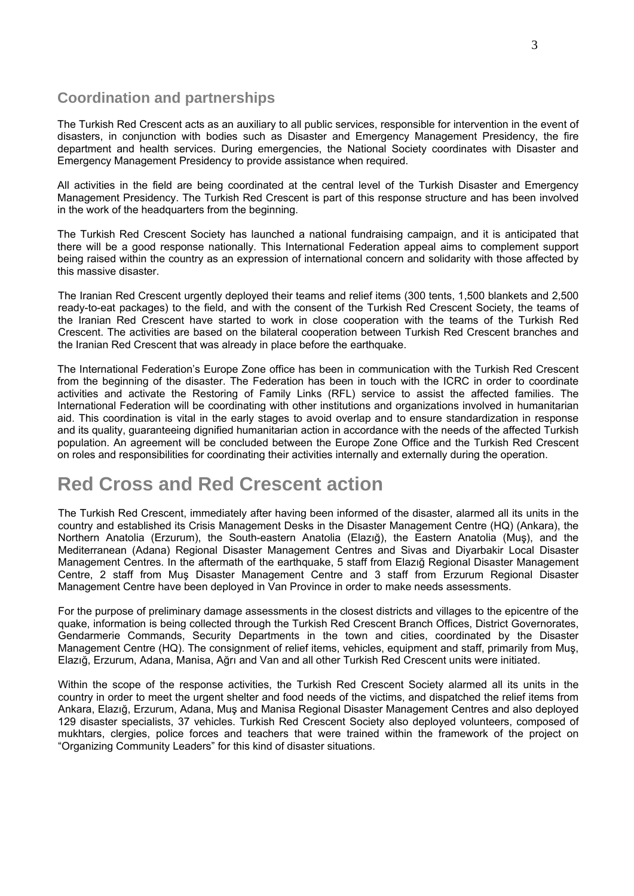## Coordination and partnerships

The Turkish Red Crescent acts as an auxiliary to all public services, responsible for intervention in the event of disasters, in conjunction with bodies such as Disaster and Emergency Management Presidency, the fire department and health services. During emergencies, the National Society coordinates with Disaster and Emergency Management Presidency to provide assistance when required.

All activities in the field are being coordinated at the central level of the Turkish Disaster and Emergency Management Presidency. The Turkish Red Crescent is part of this response structure and has been involved in the work of the headquarters from the beginning.

The Turkish Red Crescent Society has launched a national fundraising campaign, and it is anticipated that there will be a good response nationally. This International Federation appeal aims to complement support being raised within the country as an expression of international concern and solidarity with those affected by this massive disaster.

The Iranian Red Crescent urgently deployed their teams and relief items (300 tents, 1,500 blankets and 2,500 ready-to-eat packages) to the field, and with the consent of the Turkish Red Crescent Society, the teams of the Iranian Red Crescent have started to work in close cooperation with the teams of the Turkish Red Crescent. The activities are based on the bilateral cooperation between Turkish Red Crescent branches and the Iranian Red Crescent that was already in place before the earthquake.

The International Federation's Europe Zone office has been in communication with the Turkish Red Crescent from the beginning of the disaster. The Federation has been in touch with the ICRC in order to coordinate activities and activate the Restoring of Family Links (RFL) service to assist the affected families. The International Federation will be coordinating with other institutions and organizations involved in humanitarian aid. This coordination is vital in the early stages to avoid overlap and to ensure standardization in response and its quality, guaranteeing dignified humanitarian action in accordance with the needs of the affected Turkish population. An agreement will be concluded between the Europe Zone Office and the Turkish Red Crescent on roles and responsibilities for coordinating their activities internally and externally during the operation.

# Red Cross and Red Crescent action

The Turkish Red Crescent, immediately after having been informed of the disaster, alarmed all its units in the country and established its Crisis Management Desks in the Disaster Management Centre (HQ) (Ankara), the Northern Anatolia (Erzurum), the South-eastern Anatolia (Elazığ), the Eastern Anatolia (Muş), and the Mediterranean (Adana) Regional Disaster Management Centres and Sivas and Diyarbakir Local Disaster Management Centres. In the aftermath of the earthquake, 5 staff from Elazığ Regional Disaster Management Centre, 2 staff from Muş Disaster Management Centre and 3 staff from Erzurum Regional Disaster Management Centre have been deployed in Van Province in order to make needs assessments.

For the purpose of preliminary damage assessments in the closest districts and villages to the epicentre of the quake, information is being collected through the Turkish Red Crescent Branch Offices, District Governorates, Gendarmerie Commands, Security Departments in the town and cities, coordinated by the Disaster Management Centre (HQ). The consignment of relief items, vehicles, equipment and staff, primarily from Muş, Elazığ, Erzurum, Adana, Manisa, Ağrı and Van and all other Turkish Red Crescent units were initiated.

Within the scope of the response activities, the Turkish Red Crescent Society alarmed all its units in the country in order to meet the urgent shelter and food needs of the victims, and dispatched the relief items from Ankara, Elazığ, Erzurum, Adana, Muş and Manisa Regional Disaster Management Centres and also deployed 129 disaster specialists, 37 vehicles. Turkish Red Crescent Society also deployed volunteers, composed of mukhtars, clergies, police forces and teachers that were trained within the framework of the project on "Organizing Community Leaders" for this kind of disaster situations.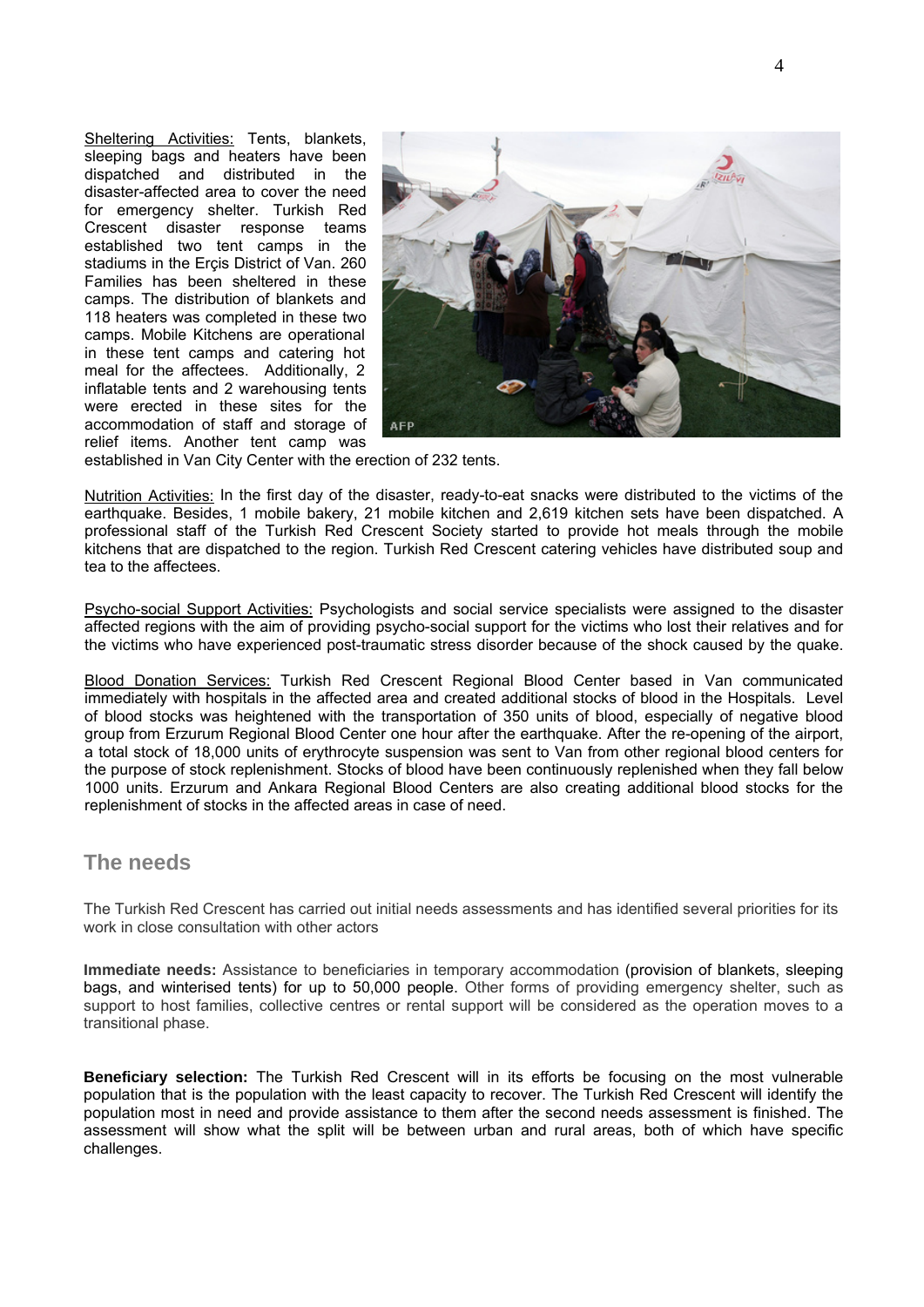Sheltering Activities: Tents, blankets, sleeping bags and heaters have been dispatched and distributed in the disaster-affected area to cover the need for emergency shelter. Turkish Red Crescent disaster response teams established two tent camps in the stadiums in the Erçis District of Van. 260 Families has been sheltered in these camps. The distribution of blankets and 118 heaters was completed in these two camps. Mobile Kitchens are operational in these tent camps and catering hot meal for the affectees. Additionally, 2 inflatable tents and 2 warehousing tents were erected in these sites for the accommodation of staff and storage of relief items. Another tent camp was established in Van City Center with the erection of 232 tents.

Nutrition Activities: In the first day of the disaster, ready-to-eat snacks were distributed to the victims of the earthquake. Besides, 1 mobile bakery, 21 mobile kitchen and 2,619 kitchen sets have been dispatched. A professional staff of the Turkish Red Crescent Society started to provide hot meals through the mobile kitchens that are dispatched to the region. Turkish Red Crescent catering vehicles have distributed soup and tea to the affectees.

Psycho-social Support Activities: Psychologists and social service specialists were assigned to the disaster affected regions with the aim of providing psycho-social support for the victims who lost their relatives and for the victims who have experienced post-traumatic stress disorder because of the shock caused by the quake.

Blood Donation Services: Turkish Red Crescent Regional Blood Center based in Van communicated immediately with hospitals in the affected area and created additional stocks of blood in the Hospitals. Level of blood stocks was heightened with the transportation of 350 units of blood, especially of negative blood group from Erzurum Regional Blood Center one hour after the earthquake. After the re-opening of the airport, a total stock of 18,000 units of erythrocyte suspension was sent to Van from other regional blood centers for the purpose of stock replenishment. Stocks of blood have been continuously replenished when they fall below 1000 units. Erzurum and Ankara Regional Blood Centers are also creating additional blood stocks for the replenishment of stocks in the affected areas in case of need.

## The needs

The Turkish Red Crescent has carried out initial needs assessments and has identified several priorities for its work in close consultation with other actors

**Immediate needs:** Assistance to beneficiaries in temporary accommodation (provision of blankets, sleeping bags, and winterised tents) for up to 50,000 people. Other forms of providing emergency shelter, such as support to host families, collective centres or rental support will be considered as the operation moves to a transitional phase.

**Beneficiary selection:** The Turkish Red Crescent will in its efforts be focusing on the most vulnerable population that is the population with the least capacity to recover. The Turkish Red Crescent will identify the population most in need and provide assistance to them after the second needs assessment is finished. The assessment will show what the split will be between urban and rural areas, both of which have specific challenges.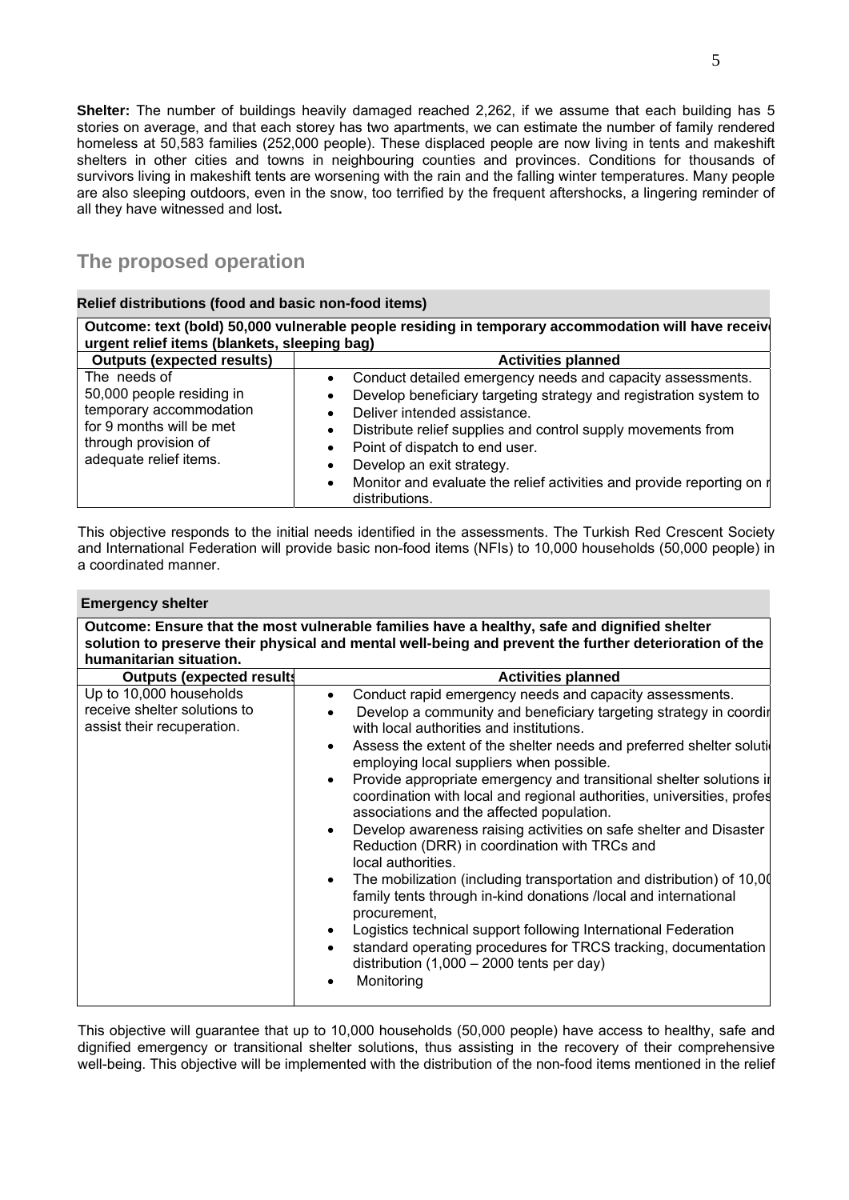**Shelter:** The number of buildings heavily damaged reached 2,262, if we assume that each building has 5 stories on average, and that each storey has two apartments, we can estimate the number of family rendered homeless at 50,583 families (252,000 people). These displaced people are now living in tents and makeshift shelters in other cities and towns in neighbouring counties and provinces. Conditions for thousands of survivors living in makeshift tents are worsening with the rain and the falling winter temperatures. Many people are also sleeping outdoors, even in the snow, too terrified by the frequent aftershocks, a lingering reminder of all they have witnessed and lost**.**

## The proposed operation

**Relief distributions (food and basic non-food items)**

**Outcome: text (bold) 50,000 vulnerable people residing in temporary accommodation will have receiv urgent relief items (blankets, sleeping bag)**

| Outputs (expected results) | Activities planned |
|---|---|
| The needs of 50,000 people residing in temporary accommodation for 9 months will be met through provision of adequate relief items. | • Conduct detailed emergency needs and capacity assessments.<br>• Develop beneficiary targeting strategy and registration system to<br>• Deliver intended assistance.<br>• Distribute relief supplies and control supply movements from<br>• Point of dispatch to end user.<br>• Develop an exit strategy.<br>• Monitor and evaluate the relief activities and provide reporting on r distributions. |

This objective responds to the initial needs identified in the assessments. The Turkish Red Crescent Society and International Federation will provide basic non-food items (NFIs) to 10,000 households (50,000 people) in a coordinated manner.

**Emergency shelter**

**Outcome: Ensure that the most vulnerable families have a healthy, safe and dignified shelter solution to preserve their physical and mental well-being and prevent the further deterioration of the humanitarian situation.**

| Outputs (expected results | Activities planned |
|---|---|
| Up to 10,000 households receive shelter solutions to assist their recuperation. | • Conduct rapid emergency needs and capacity assessments.<br>• Develop a community and beneficiary targeting strategy in coordir with local authorities and institutions.<br>• Assess the extent of the shelter needs and preferred shelter soluti employing local suppliers when possible.<br>• Provide appropriate emergency and transitional shelter solutions ir coordination with local and regional authorities, universities, profes associations and the affected population.<br>• Develop awareness raising activities on safe shelter and Disaster Reduction (DRR) in coordination with TRCs and local authorities.<br>• The mobilization (including transportation and distribution) of 10,00 family tents through in-kind donations /local and international procurement,<br>• Logistics technical support following International Federation<br>• standard operating procedures for TRCS tracking, documentation distribution (1,000 – 2000 tents per day)<br>• Monitoring |

This objective will guarantee that up to 10,000 households (50,000 people) have access to healthy, safe and dignified emergency or transitional shelter solutions, thus assisting in the recovery of their comprehensive well-being. This objective will be implemented with the distribution of the non-food items mentioned in the relief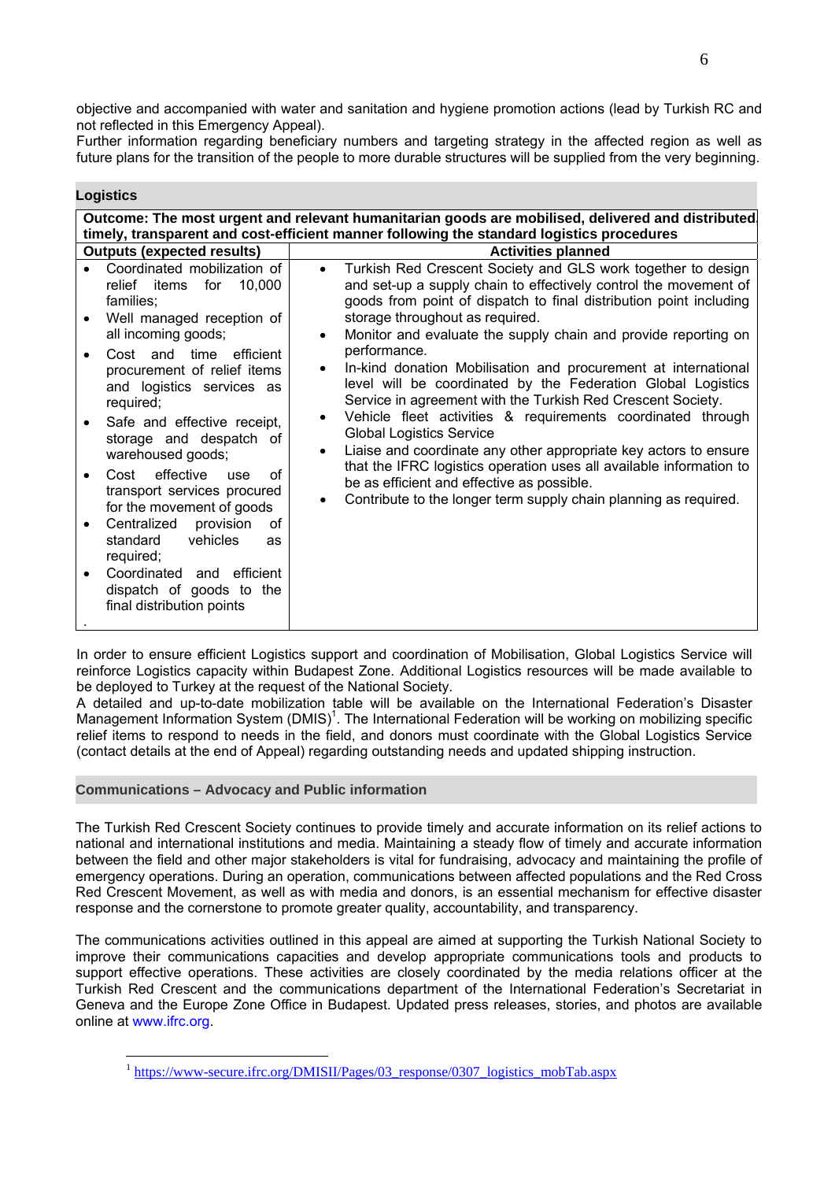objective and accompanied with water and sanitation and hygiene promotion actions (lead by Turkish RC and not reflected in this Emergency Appeal).
Further information regarding beneficiary numbers and targeting strategy in the affected region as well as future plans for the transition of the people to more durable structures will be supplied from the very beginning.

## Logistics

| **Outcome: The most urgent and relevant humanitarian goods are mobilised, delivered and distributed timely, transparent and cost-efficient manner following the standard logistics procedures** | |
|---|---|
| **Outputs (expected results)** | **Activities planned** |
| • Coordinated mobilization of relief items for 10,000 families;<br>• Well managed reception of all incoming goods;<br>• Cost and time efficient procurement of relief items and logistics services as required;<br>• Safe and effective receipt, storage and despatch of warehoused goods;<br>• Cost effective use of transport services procured for the movement of goods<br>• Centralized provision of standard vehicles as required;<br>• Coordinated and efficient dispatch of goods to the final distribution points<br>. | • Turkish Red Crescent Society and GLS work together to design and set-up a supply chain to effectively control the movement of goods from point of dispatch to final distribution point including storage throughout as required.<br>• Monitor and evaluate the supply chain and provide reporting on performance.<br>• In-kind donation Mobilisation and procurement at international level will be coordinated by the Federation Global Logistics Service in agreement with the Turkish Red Crescent Society.<br>• Vehicle fleet activities & requirements coordinated through Global Logistics Service<br>• Liaise and coordinate any other appropriate key actors to ensure that the IFRC logistics operation uses all available information to be as efficient and effective as possible.<br>• Contribute to the longer term supply chain planning as required. |

In order to ensure efficient Logistics support and coordination of Mobilisation, Global Logistics Service will reinforce Logistics capacity within Budapest Zone. Additional Logistics resources will be made available to be deployed to Turkey at the request of the National Society.
A detailed and up-to-date mobilization table will be available on the International Federation's Disaster Management Information System (DMIS)[1]. The International Federation will be working on mobilizing specific relief items to respond to needs in the field, and donors must coordinate with the Global Logistics Service (contact details at the end of Appeal) regarding outstanding needs and updated shipping instruction.

## Communications – Advocacy and Public information

The Turkish Red Crescent Society continues to provide timely and accurate information on its relief actions to national and international institutions and media. Maintaining a steady flow of timely and accurate information between the field and other major stakeholders is vital for fundraising, advocacy and maintaining the profile of emergency operations. During an operation, communications between affected populations and the Red Cross Red Crescent Movement, as well as with media and donors, is an essential mechanism for effective disaster response and the cornerstone to promote greater quality, accountability, and transparency.

The communications activities outlined in this appeal are aimed at supporting the Turkish National Society to improve their communications capacities and develop appropriate communications tools and products to support effective operations. These activities are closely coordinated by the media relations officer at the Turkish Red Crescent and the communications department of the International Federation's Secretariat in Geneva and the Europe Zone Office in Budapest. Updated press releases, stories, and photos are available online at www.ifrc.org.

[1] https://www-secure.ifrc.org/DMISII/Pages/03_response/0307_logistics_mobTab.aspx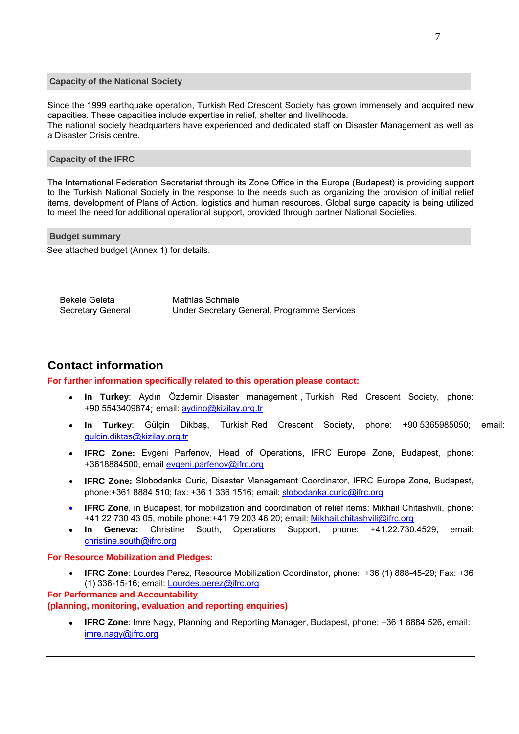## Capacity of the National Society

Since the 1999 earthquake operation, Turkish Red Crescent Society has grown immensely and acquired new capacities. These capacities include expertise in relief, shelter and livelihoods.
The national society headquarters have experienced and dedicated staff on Disaster Management as well as a Disaster Crisis centre.

## Capacity of the IFRC

The International Federation Secretariat through its Zone Office in the Europe (Budapest) is providing support to the Turkish National Society in the response to the needs such as organizing the provision of initial relief items, development of Plans of Action, logistics and human resources. Global surge capacity is being utilized to meet the need for additional operational support, provided through partner National Societies.

## Budget summary

See attached budget (Annex 1) for details.

| | |
|---|---|
| Bekele Geleta<br>Secretary General | Mathias Schmale<br>Under Secretary General, Programme Services |

---

# Contact information

**For further information specifically related to this operation please contact:**

- **In Turkey**: Aydın Özdemir, Disaster management , Turkish Red Crescent Society, phone: +90 5543409874; email: aydino@kizilay.org.tr
- **In Turkey**: Gülçin Dikbaş, Turkish Red Crescent Society, phone: +90 5365985050; email: gulcin.diktas@kizilay.org.tr
- **IFRC Zone:** Evgeni Parfenov, Head of Operations, IFRC Europe Zone, Budapest, phone: +3618884500, email evgeni.parfenov@ifrc.org
- **IFRC Zone:** Slobodanka Curic, Disaster Management Coordinator, IFRC Europe Zone, Budapest, phone:+361 8884 510; fax: +36 1 336 1516; email: slobodanka.curic@ifrc.org
- **IFRC Zone**, in Budapest, for mobilization and coordination of relief items: Mikhail Chitashvili, phone: +41 22 730 43 05, mobile phone:+41 79 203 46 20; email: Mikhail.chitashvili@ifrc.org
- **In Geneva:** Christine South, Operations Support, phone: +41.22.730.4529, email: christine.south@ifrc.org

**For Resource Mobilization and Pledges:**

- **IFRC Zone**: Lourdes Perez, Resource Mobilization Coordinator, phone: +36 (1) 888-45-29; Fax: +36 (1) 336-15-16; email: Lourdes.perez@ifrc.org

**For Performance and Accountability**
**(planning, monitoring, evaluation and reporting enquiries)**

- **IFRC Zone**: Imre Nagy, Planning and Reporting Manager, Budapest, phone: +36 1 8884 526, email: imre.nagy@ifrc.org

---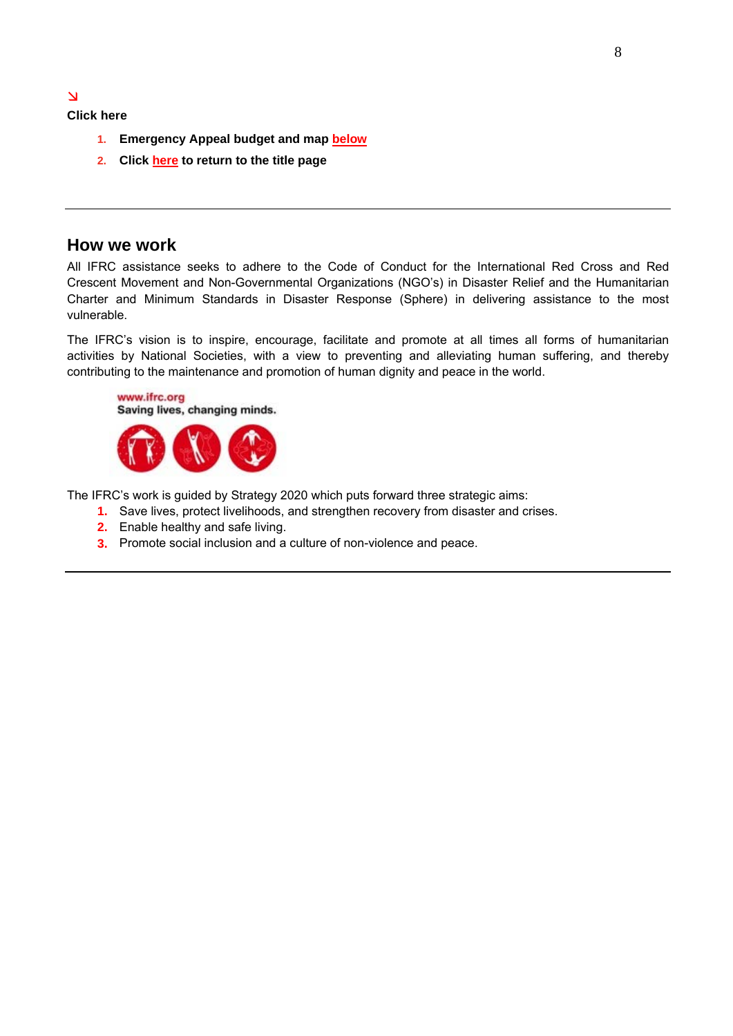↘

**Click here**

1. **Emergency Appeal budget and map below**
2. **Click here to return to the title page**

---

## How we work

All IFRC assistance seeks to adhere to the Code of Conduct for the International Red Cross and Red Crescent Movement and Non-Governmental Organizations (NGO's) in Disaster Relief and the Humanitarian Charter and Minimum Standards in Disaster Response (Sphere) in delivering assistance to the most vulnerable.

The IFRC's vision is to inspire, encourage, facilitate and promote at all times all forms of humanitarian activities by National Societies, with a view to preventing and alleviating human suffering, and thereby contributing to the maintenance and promotion of human dignity and peace in the world.

www.ifrc.org
Saving lives, changing minds.

The IFRC's work is guided by Strategy 2020 which puts forward three strategic aims:

1. Save lives, protect livelihoods, and strengthen recovery from disaster and crises.
2. Enable healthy and safe living.
3. Promote social inclusion and a culture of non-violence and peace.

---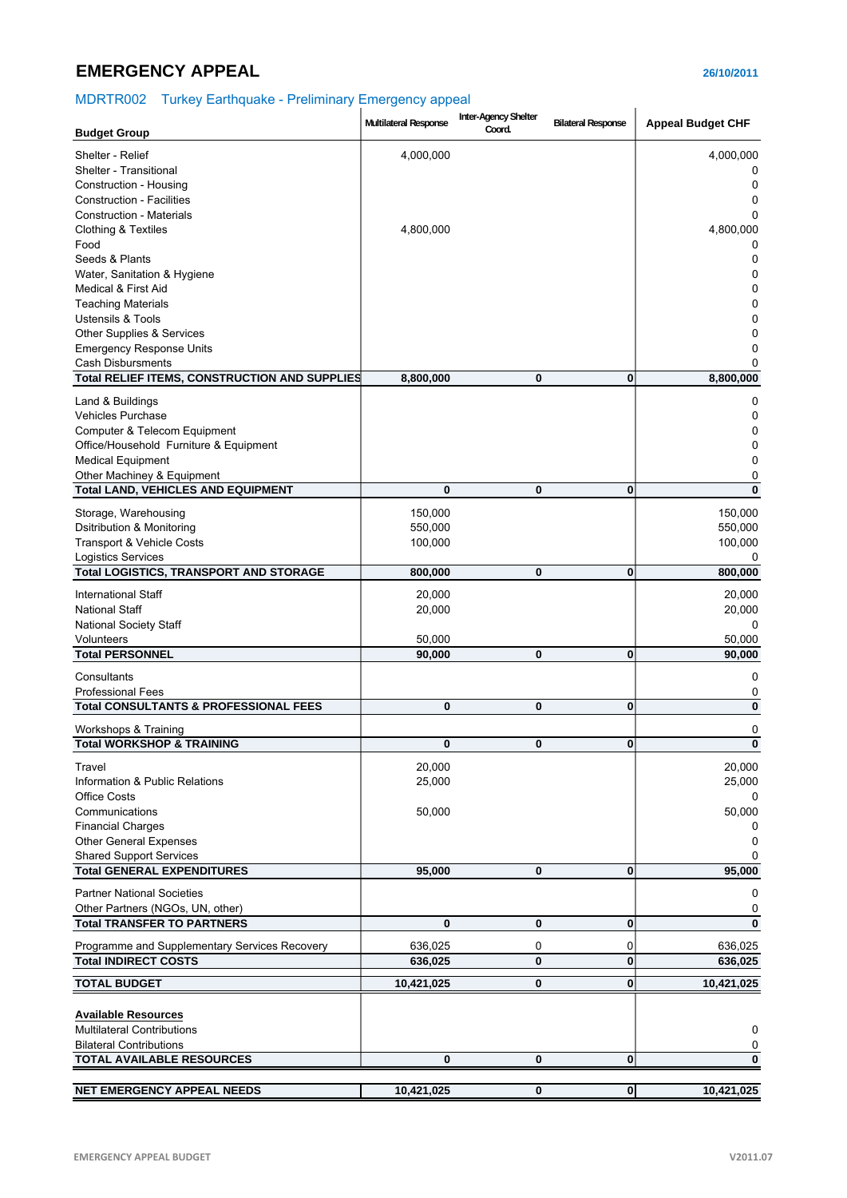# EMERGENCY APPEAL

26/10/2011

## MDRTR002 Turkey Earthquake - Preliminary Emergency appeal

| Budget Group | Multilateral Response | Inter-Agency Shelter Coord. | Bilateral Response | Appeal Budget CHF |
|---|---|---|---|---|
| Shelter - Relief | 4,000,000 | | | 4,000,000 |
| Shelter - Transitional | | | | 0 |
| Construction - Housing | | | | 0 |
| Construction - Facilities | | | | 0 |
| Construction - Materials | | | | 0 |
| Clothing & Textiles | 4,800,000 | | | 4,800,000 |
| Food | | | | 0 |
| Seeds & Plants | | | | 0 |
| Water, Sanitation & Hygiene | | | | 0 |
| Medical & First Aid | | | | 0 |
| Teaching Materials | | | | 0 |
| Ustensils & Tools | | | | 0 |
| Other Supplies & Services | | | | 0 |
| Emergency Response Units | | | | 0 |
| Cash Disbursments | | | | 0 |
| **Total RELIEF ITEMS, CONSTRUCTION AND SUPPLIES** | **8,800,000** | **0** | **0** | **8,800,000** |
| Land & Buildings | | | | 0 |
| Vehicles Purchase | | | | 0 |
| Computer & Telecom Equipment | | | | 0 |
| Office/Household Furniture & Equipment | | | | 0 |
| Medical Equipment | | | | 0 |
| Other Machiney & Equipment | | | | 0 |
| **Total LAND, VEHICLES AND EQUIPMENT** | **0** | **0** | **0** | **0** |
| Storage, Warehousing | 150,000 | | | 150,000 |
| Dsitribution & Monitoring | 550,000 | | | 550,000 |
| Transport & Vehicle Costs | 100,000 | | | 100,000 |
| Logistics Services | | | | 0 |
| **Total LOGISTICS, TRANSPORT AND STORAGE** | **800,000** | **0** | **0** | **800,000** |
| International Staff | 20,000 | | | 20,000 |
| National Staff | 20,000 | | | 20,000 |
| National Society Staff | | | | 0 |
| Volunteers | 50,000 | | | 50,000 |
| **Total PERSONNEL** | **90,000** | **0** | **0** | **90,000** |
| Consultants | | | | 0 |
| Professional Fees | | | | 0 |
| **Total CONSULTANTS & PROFESSIONAL FEES** | **0** | **0** | **0** | **0** |
| Workshops & Training | | | | 0 |
| **Total WORKSHOP & TRAINING** | **0** | **0** | **0** | **0** |
| Travel | 20,000 | | | 20,000 |
| Information & Public Relations | 25,000 | | | 25,000 |
| Office Costs | | | | 0 |
| Communications | 50,000 | | | 50,000 |
| Financial Charges | | | | 0 |
| Other General Expenses | | | | 0 |
| Shared Support Services | | | | 0 |
| **Total GENERAL EXPENDITURES** | **95,000** | **0** | **0** | **95,000** |
| Partner National Societies | | | | 0 |
| Other Partners (NGOs, UN, other) | | | | 0 |
| **Total TRANSFER TO PARTNERS** | **0** | **0** | **0** | **0** |
| Programme and Supplementary Services Recovery | 636,025 | 0 | 0 | 636,025 |
| **Total INDIRECT COSTS** | **636,025** | **0** | **0** | **636,025** |
| **TOTAL BUDGET** | **10,421,025** | **0** | **0** | **10,421,025** |
| **Available Resources** | | | | |
| Multilateral Contributions | | | | 0 |
| Bilateral Contributions | | | | 0 |
| **TOTAL AVAILABLE RESOURCES** | **0** | **0** | **0** | **0** |
| **NET EMERGENCY APPEAL NEEDS** | **10,421,025** | **0** | **0** | **10,421,025** |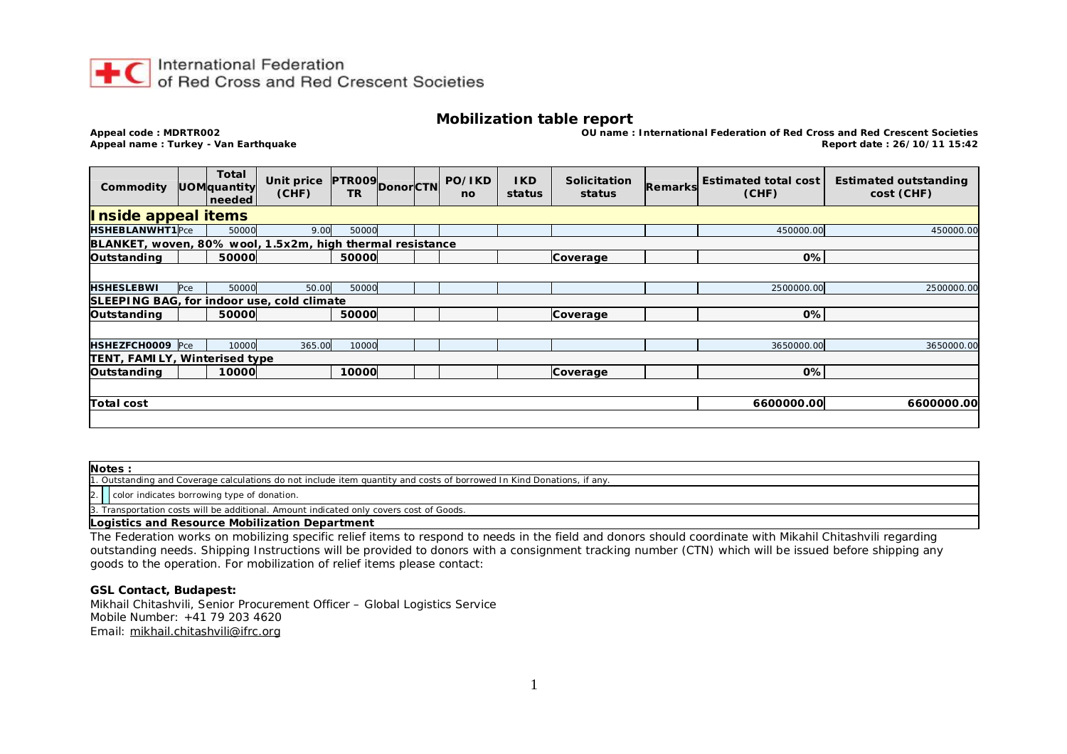International Federation of Red Cross and Red Crescent Societies

# Mobilization table report

**Appeal code : MDRTR002**
**Appeal name : Turkey - Van Earthquake**

**OU name : International Federation of Red Cross and Red Crescent Societies**
**Report date : 26/10/11 15:42**

| Commodity | UOM | Total quantity needed | Unit price (CHF) | PTR009TR | Donor | CTN | PO/IKD no | IKD status | Solicitation status | Remarks | Estimated total cost (CHF) | Estimated outstanding cost (CHF) |
|---|---|---|---|---|---|---|---|---|---|---|---|---|
| **Inside appeal items** | | | | | | | | | | | | |
| **HSHEBLANWHT1** | Pce | 50000 | 9.00 | 50000 | | | | | | | 450000.00 | 450000.00 |
| **BLANKET, woven, 80% wool, 1.5x2m, high thermal resistance** | | | | | | | | | | | | |
| **Outstanding** | | **50000** | | **50000** | | | | | **Coverage** | | **0%** | |
| **HSHESLEBWI** | Pce | 50000 | 50.00 | 50000 | | | | | | | 2500000.00 | 2500000.00 |
| **SLEEPING BAG, for indoor use, cold climate** | | | | | | | | | | | | |
| **Outstanding** | | **50000** | | **50000** | | | | | **Coverage** | | **0%** | |
| **HSHEZFCH0009** | Pce | 10000 | 365.00 | 10000 | | | | | | | 3650000.00 | 3650000.00 |
| **TENT, FAMILY, Winterised type** | | | | | | | | | | | | |
| **Outstanding** | | **10000** | | **10000** | | | | | **Coverage** | | **0%** | |
| **Total cost** | | | | | | | | | | | **6600000.00** | **6600000.00** |

**Notes :**
1. Outstanding and Coverage calculations do not include item quantity and costs of borrowed In Kind Donations, if any.
2. color indicates borrowing type of donation.
3. Transportation costs will be additional. Amount indicated only covers cost of Goods.

**Logistics and Resource Mobilization Department**

The Federation works on mobilizing specific relief items to respond to needs in the field and donors should coordinate with Mikahil Chitashvili regarding outstanding needs. Shipping Instructions will be provided to donors with a consignment tracking number (CTN) which will be issued before shipping any goods to the operation. For mobilization of relief items please contact:

**GSL Contact, Budapest:**
Mikhail Chitashvili, Senior Procurement Officer – Global Logistics Service
Mobile Number: +41 79 203 4620
Email: mikhail.chitashvili@ifrc.org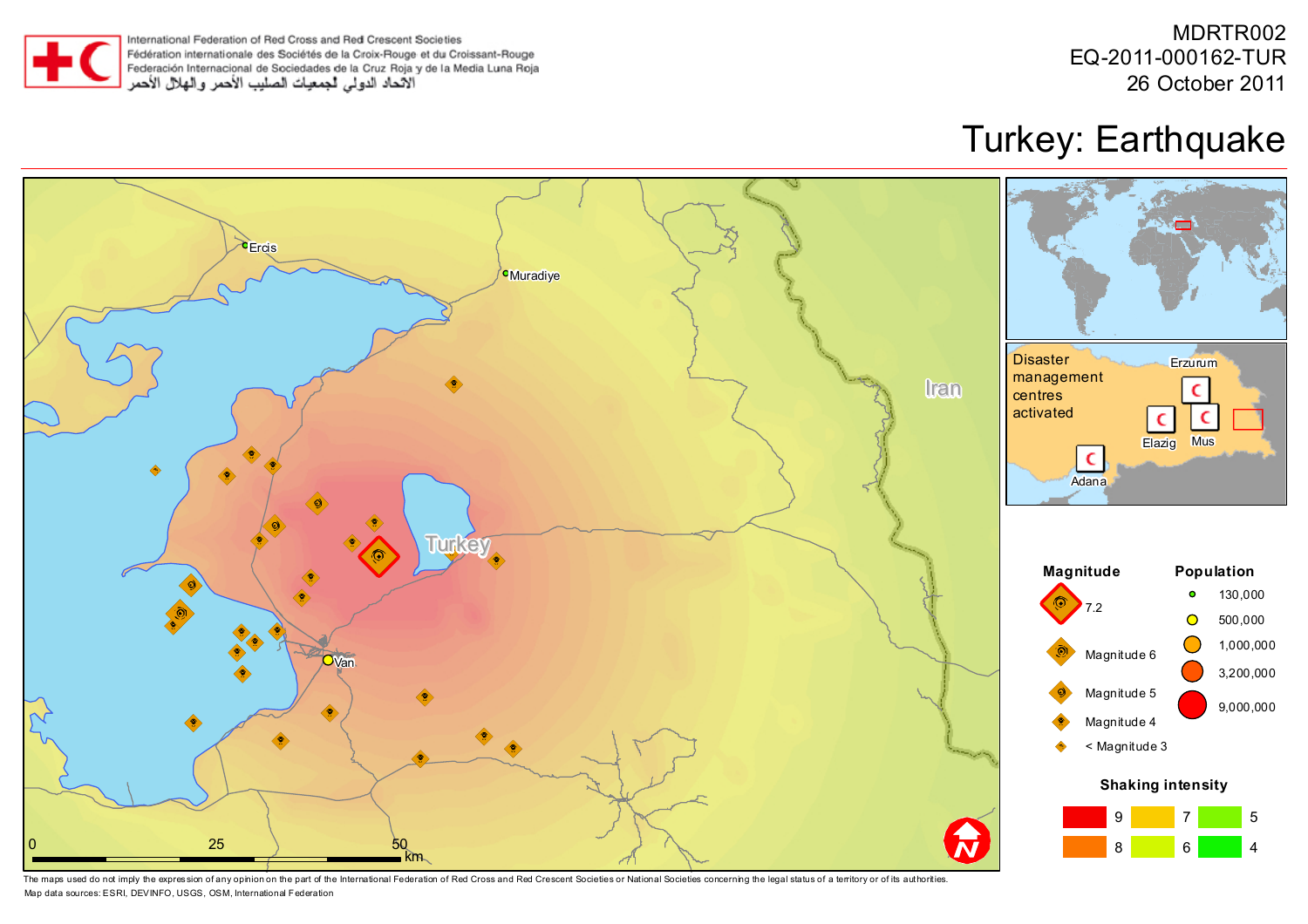International Federation of Red Cross and Red Crescent Societies
Fédération internationale des Sociétés de la Croix-Rouge et du Croissant-Rouge
Federación Internacional de Sociedades de la Cruz Roja y de la Media Luna Roja
الاتحاد الدولي لجمعيات الصليب الأحمر والهلال الأحمر

MDRTR002
EQ-2011-000162-TUR
26 October 2011

# Turkey: Earthquake

Ercis
Muradiye
Iran
Turkey
Van

0 25 50
km

Disaster management centres activated

Erzurum
Elazig
Mus
Adana

**Magnitude**

7.2
Magnitude 6
Magnitude 5
Magnitude 4
< Magnitude 3

**Population**

130,000
500,000
1,000,000
3,200,000
9,000,000

**Shaking intensity**

9
8
7
6
5
4

The maps used do not imply the expression of any opinion on the part of the International Federation of Red Cross and Red Crescent Societies or National Societies concerning the legal status of a territory or of its authorities.
Map data sources: ESRI, DEVINFO, USGS, OSM, International Federation